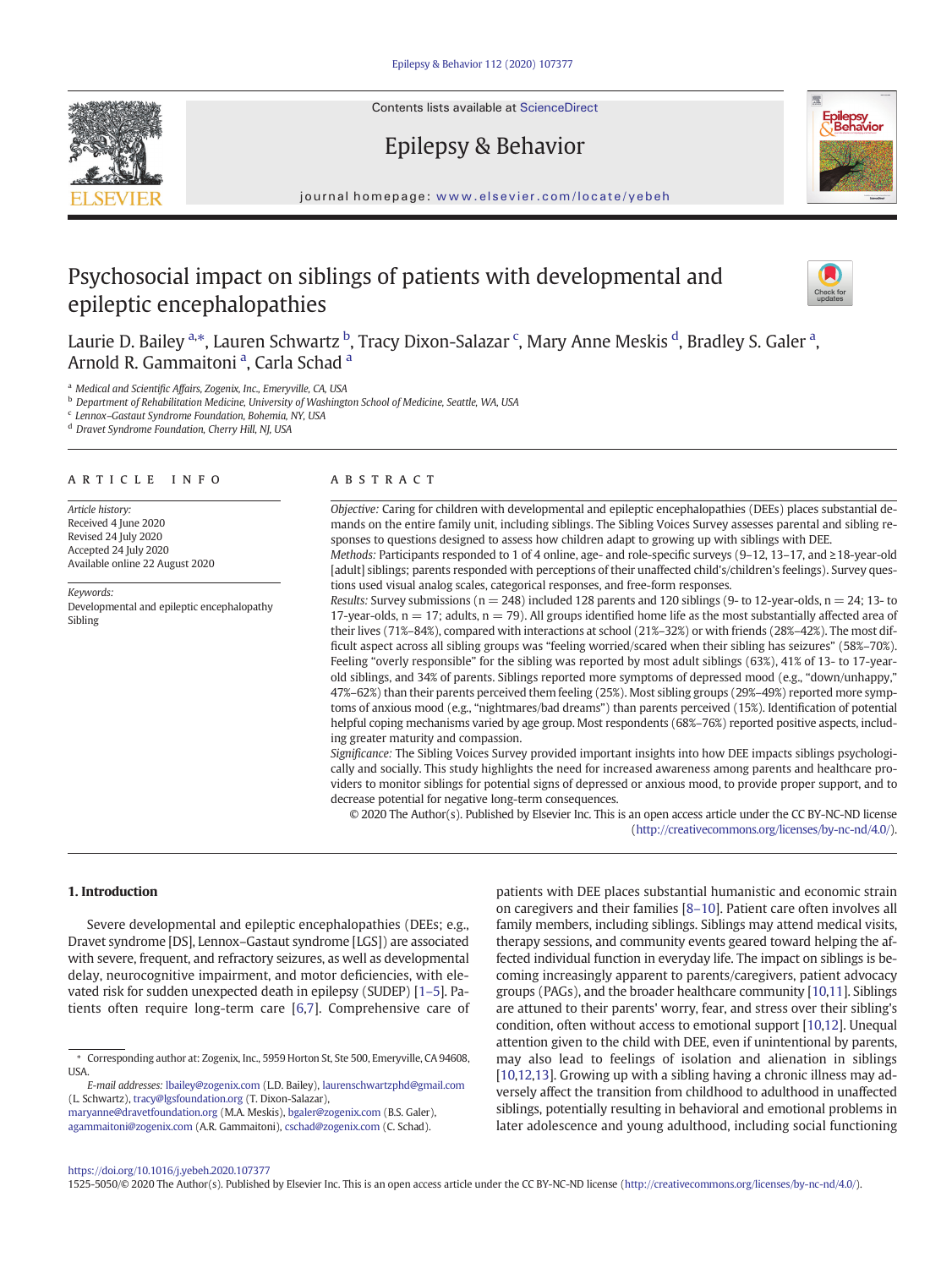Contents lists available at ScienceDirect

Epilepsy & Behavior

journal homepage: www.elsevier.com/locate/yebeh

# Psychosocial impact on siblings of patients with developmental and epileptic encephalopathies

Laurie D. Bailey [a,*], Lauren Schwartz [b], Tracy Dixon-Salazar [c], Mary Anne Meskis [d], Bradley S. Galer [a], Arnold R. Gammaitoni [a], Carla Schad [a]

[a] Medical and Scientific Affairs, Zogenix, Inc., Emeryville, CA, USA
[b] Department of Rehabilitation Medicine, University of Washington School of Medicine, Seattle, WA, USA
[c] Lennox–Gastaut Syndrome Foundation, Bohemia, NY, USA
[d] Dravet Syndrome Foundation, Cherry Hill, NJ, USA

**ARTICLE INFO**

*Article history:*
Received 4 June 2020
Revised 24 July 2020
Accepted 24 July 2020
Available online 22 August 2020

*Keywords:*
Developmental and epileptic encephalopathy
Sibling

**ABSTRACT**

*Objective:* Caring for children with developmental and epileptic encephalopathies (DEEs) places substantial demands on the entire family unit, including siblings. The Sibling Voices Survey assesses parental and sibling responses to questions designed to assess how children adapt to growing up with siblings with DEE.

*Methods:* Participants responded to 1 of 4 online, age- and role-specific surveys (9–12, 13–17, and ≥18-year-old [adult] siblings; parents responded with perceptions of their unaffected child's/children's feelings). Survey questions used visual analog scales, categorical responses, and free-form responses.

*Results:* Survey submissions (n = 248) included 128 parents and 120 siblings (9- to 12-year-olds, n = 24; 13- to 17-year-olds, n = 17; adults, n = 79). All groups identified home life as the most substantially affected area of their lives (71%–84%), compared with interactions at school (21%–32%) or with friends (28%–42%). The most difficult aspect across all sibling groups was "feeling worried/scared when their sibling has seizures" (58%–70%). Feeling "overly responsible" for the sibling was reported by most adult siblings (63%), 41% of 13- to 17-year-old siblings, and 34% of parents. Siblings reported more symptoms of depressed mood (e.g., "down/unhappy," 47%–62%) than their parents perceived them feeling (25%). Most sibling groups (29%–49%) reported more symptoms of anxious mood (e.g., "nightmares/bad dreams") than parents perceived (15%). Identification of potential helpful coping mechanisms varied by age group. Most respondents (68%–76%) reported positive aspects, including greater maturity and compassion.

*Significance:* The Sibling Voices Survey provided important insights into how DEE impacts siblings psychologically and socially. This study highlights the need for increased awareness among parents and healthcare providers to monitor siblings for potential signs of depressed or anxious mood, to provide proper support, and to decrease potential for negative long-term consequences.

© 2020 The Author(s). Published by Elsevier Inc. This is an open access article under the CC BY-NC-ND license (http://creativecommons.org/licenses/by-nc-nd/4.0/).

## 1. Introduction

Severe developmental and epileptic encephalopathies (DEEs; e.g., Dravet syndrome [DS], Lennox–Gastaut syndrome [LGS]) are associated with severe, frequent, and refractory seizures, as well as developmental delay, neurocognitive impairment, and motor deficiencies, with elevated risk for sudden unexpected death in epilepsy (SUDEP) [1–5]. Patients often require long-term care [6,7]. Comprehensive care of patients with DEE places substantial humanistic and economic strain on caregivers and their families [8–10]. Patient care often involves all family members, including siblings. Siblings may attend medical visits, therapy sessions, and community events geared toward helping the affected individual function in everyday life. The impact on siblings is becoming increasingly apparent to parents/caregivers, patient advocacy groups (PAGs), and the broader healthcare community [10,11]. Siblings are attuned to their parents' worry, fear, and stress over their sibling's condition, often without access to emotional support [10,12]. Unequal attention given to the child with DEE, even if unintentional by parents, may also lead to feelings of isolation and alienation in siblings [10,12,13]. Growing up with a sibling having a chronic illness may adversely affect the transition from childhood to adulthood in unaffected siblings, potentially resulting in behavioral and emotional problems in later adolescence and young adulthood, including social functioning

\* Corresponding author at: Zogenix, Inc., 5959 Horton St, Ste 500, Emeryville, CA 94608, USA.

*E-mail addresses:* lbailey@zogenix.com (L.D. Bailey), laurenschwartzphd@gmail.com (L. Schwartz), tracy@lgsfoundation.org (T. Dixon-Salazar), maryanne@dravetfoundation.org (M.A. Meskis), bgaler@zogenix.com (B.S. Galer), agammaitoni@zogenix.com (A.R. Gammaitoni), cschad@zogenix.com (C. Schad).

https://doi.org/10.1016/j.yebeh.2020.107377
1525-5050/© 2020 The Author(s). Published by Elsevier Inc. This is an open access article under the CC BY-NC-ND license (http://creativecommons.org/licenses/by-nc-nd/4.0/).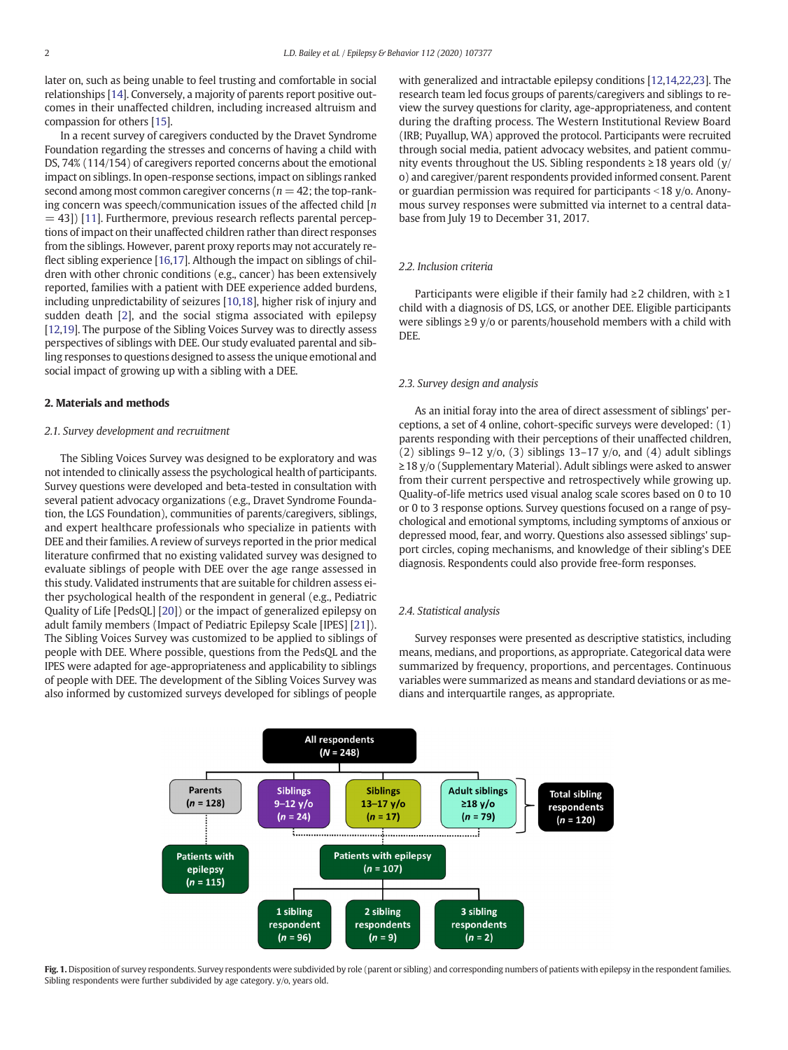later on, such as being unable to feel trusting and comfortable in social relationships [14]. Conversely, a majority of parents report positive outcomes in their unaffected children, including increased altruism and compassion for others [15].

In a recent survey of caregivers conducted by the Dravet Syndrome Foundation regarding the stresses and concerns of having a child with DS, 74% (114/154) of caregivers reported concerns about the emotional impact on siblings. In open-response sections, impact on siblings ranked second among most common caregiver concerns ($n = 42$; the top-ranking concern was speech/communication issues of the affected child [$n = 43$]) [11]. Furthermore, previous research reflects parental perceptions of impact on their unaffected children rather than direct responses from the siblings. However, parent proxy reports may not accurately reflect sibling experience [16,17]. Although the impact on siblings of children with other chronic conditions (e.g., cancer) has been extensively reported, families with a patient with DEE experience added burdens, including unpredictability of seizures [10,18], higher risk of injury and sudden death [2], and the social stigma associated with epilepsy [12,19]. The purpose of the Sibling Voices Survey was to directly assess perspectives of siblings with DEE. Our study evaluated parental and sibling responses to questions designed to assess the unique emotional and social impact of growing up with a sibling with a DEE.

## 2. Materials and methods

### 2.1. Survey development and recruitment

The Sibling Voices Survey was designed to be exploratory and was not intended to clinically assess the psychological health of participants. Survey questions were developed and beta-tested in consultation with several patient advocacy organizations (e.g., Dravet Syndrome Foundation, the LGS Foundation), communities of parents/caregivers, siblings, and expert healthcare professionals who specialize in patients with DEE and their families. A review of surveys reported in the prior medical literature confirmed that no existing validated survey was designed to evaluate siblings of people with DEE over the age range assessed in this study. Validated instruments that are suitable for children assess either psychological health of the respondent in general (e.g., Pediatric Quality of Life [PedsQL] [20]) or the impact of generalized epilepsy on adult family members (Impact of Pediatric Epilepsy Scale [IPES] [21]). The Sibling Voices Survey was customized to be applied to siblings of people with DEE. Where possible, questions from the PedsQL and the IPES were adapted for age-appropriateness and applicability to siblings of people with DEE. The development of the Sibling Voices Survey was also informed by customized surveys developed for siblings of people with generalized and intractable epilepsy conditions [12,14,22,23]. The research team led focus groups of parents/caregivers and siblings to review the survey questions for clarity, age-appropriateness, and content during the drafting process. The Western Institutional Review Board (IRB; Puyallup, WA) approved the protocol. Participants were recruited through social media, patient advocacy websites, and patient community events throughout the US. Sibling respondents ≥18 years old (y/o) and caregiver/parent respondents provided informed consent. Parent or guardian permission was required for participants <18 y/o. Anonymous survey responses were submitted via internet to a central database from July 19 to December 31, 2017.

### 2.2. Inclusion criteria

Participants were eligible if their family had ≥2 children, with ≥1 child with a diagnosis of DS, LGS, or another DEE. Eligible participants were siblings ≥9 y/o or parents/household members with a child with DEE.

### 2.3. Survey design and analysis

As an initial foray into the area of direct assessment of siblings' perceptions, a set of 4 online, cohort-specific surveys were developed: (1) parents responding with their perceptions of their unaffected children, (2) siblings 9–12 y/o, (3) siblings 13–17 y/o, and (4) adult siblings ≥18 y/o (Supplementary Material). Adult siblings were asked to answer from their current perspective and retrospectively while growing up. Quality-of-life metrics used visual analog scale scores based on 0 to 10 or 0 to 3 response options. Survey questions focused on a range of psychological and emotional symptoms, including symptoms of anxious or depressed mood, fear, and worry. Questions also assessed siblings' support circles, coping mechanisms, and knowledge of their sibling's DEE diagnosis. Respondents could also provide free-form responses.

### 2.4. Statistical analysis

Survey responses were presented as descriptive statistics, including means, medians, and proportions, as appropriate. Categorical data were summarized by frequency, proportions, and percentages. Continuous variables were summarized as means and standard deviations or as medians and interquartile ranges, as appropriate.

All respondents ($N = 248$)
- Parents ($n = 128$) → Patients with epilepsy ($n = 115$)
- Siblings 9–12 y/o ($n = 24$)
- Siblings 13–17 y/o ($n = 17$)
- Adult siblings ≥18 y/o ($n = 79$)
- Total sibling respondents ($n = 120$) → Patients with epilepsy ($n = 107$): 1 sibling respondent ($n = 96$); 2 sibling respondents ($n = 9$); 3 sibling respondents ($n = 2$)

**Fig. 1.** Disposition of survey respondents. Survey respondents were subdivided by role (parent or sibling) and corresponding numbers of patients with epilepsy in the respondent families. Sibling respondents were further subdivided by age category. y/o, years old.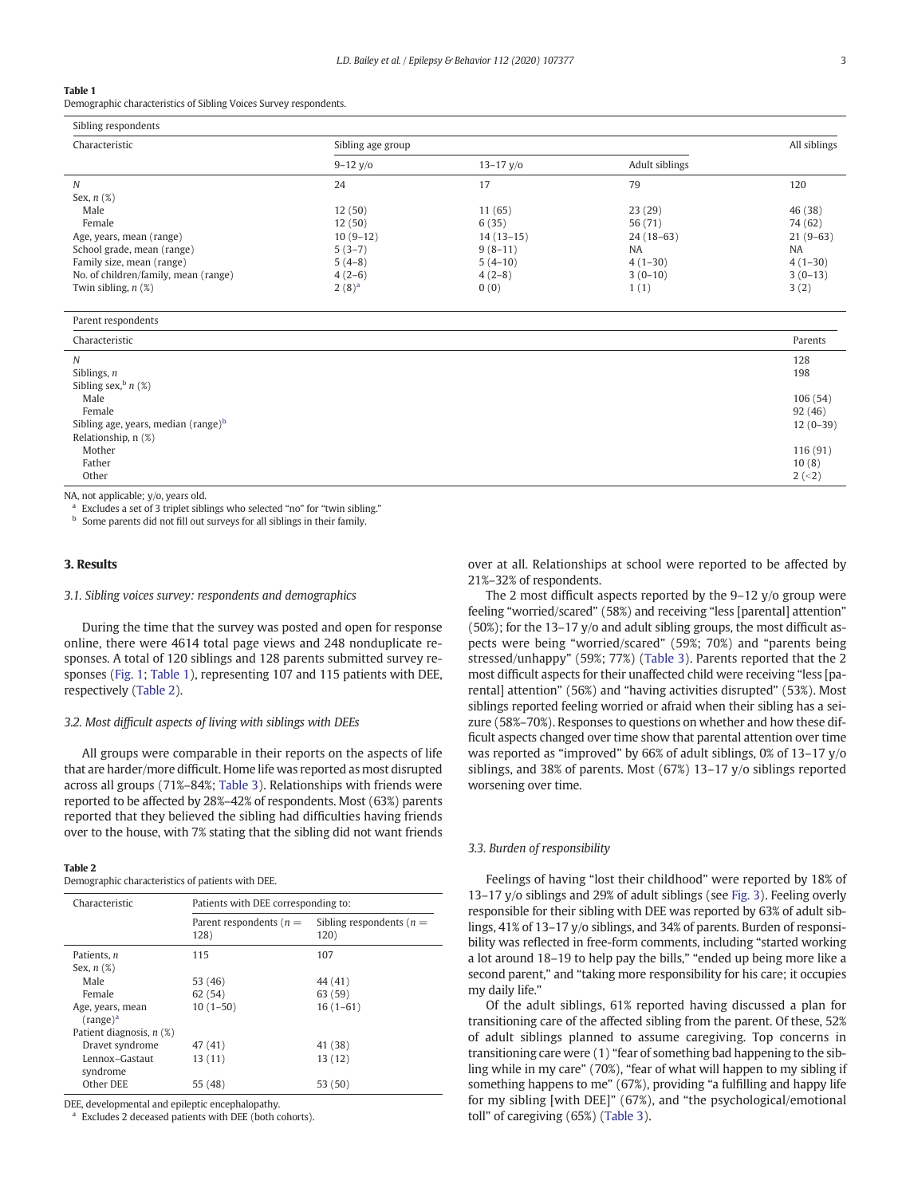**Table 1**
Demographic characteristics of Sibling Voices Survey respondents.

| Sibling respondents | | | | |
|---|---|---|---|---|
| Characteristic | Sibling age group | | | All siblings |
| | 9–12 y/o | 13–17 y/o | Adult siblings | |
| *N* | 24 | 17 | 79 | 120 |
| Sex, *n* (%) | | | | |
| Male | 12 (50) | 11 (65) | 23 (29) | 46 (38) |
| Female | 12 (50) | 6 (35) | 56 (71) | 74 (62) |
| Age, years, mean (range) | 10 (9–12) | 14 (13–15) | 24 (18–63) | 21 (9–63) |
| School grade, mean (range) | 5 (3–7) | 9 (8–11) | NA | NA |
| Family size, mean (range) | 5 (4–8) | 5 (4–10) | 4 (1–30) | 4 (1–30) |
| No. of children/family, mean (range) | 4 (2–6) | 4 (2–8) | 3 (0–10) | 3 (0–13) |
| Twin sibling, *n* (%) | 2 (8)[a] | 0 (0) | 1 (1) | 3 (2) |

| Parent respondents | |
|---|---|
| Characteristic | Parents |
| *N* | 128 |
| Siblings, *n* | 198 |
| Sibling sex,[b] *n* (%) | |
| Male | 106 (54) |
| Female | 92 (46) |
| Sibling age, years, median (range)[b] | 12 (0–39) |
| Relationship, n (%) | |
| Mother | 116 (91) |
| Father | 10 (8) |
| Other | 2 (<2) |

NA, not applicable; y/o, years old.
[a] Excludes a set of 3 triplet siblings who selected "no" for "twin sibling."
[b] Some parents did not fill out surveys for all siblings in their family.

## 3. Results

### 3.1. Sibling voices survey: respondents and demographics

During the time that the survey was posted and open for response online, there were 4614 total page views and 248 nonduplicate responses. A total of 120 siblings and 128 parents submitted survey responses (Fig. 1; Table 1), representing 107 and 115 patients with DEE, respectively (Table 2).

### 3.2. Most difficult aspects of living with siblings with DEEs

All groups were comparable in their reports on the aspects of life that are harder/more difficult. Home life was reported as most disrupted across all groups (71%–84%; Table 3). Relationships with friends were reported to be affected by 28%–42% of respondents. Most (63%) parents reported that they believed the sibling had difficulties having friends over to the house, with 7% stating that the sibling did not want friends over at all. Relationships at school were reported to be affected by 21%–32% of respondents.

The 2 most difficult aspects reported by the 9–12 y/o group were feeling "worried/scared" (58%) and receiving "less [parental] attention" (50%); for the 13–17 y/o and adult sibling groups, the most difficult aspects were being "worried/scared" (59%; 70%) and "parents being stressed/unhappy" (59%; 77%) (Table 3). Parents reported that the 2 most difficult aspects for their unaffected child were receiving "less [parental] attention" (56%) and "having activities disrupted" (53%). Most siblings reported feeling worried or afraid when their sibling has a seizure (58%–70%). Responses to questions on whether and how these difficult aspects changed over time show that parental attention over time was reported as "improved" by 66% of adult siblings, 0% of 13–17 y/o siblings, and 38% of parents. Most (67%) 13–17 y/o siblings reported worsening over time.

**Table 2**
Demographic characteristics of patients with DEE.

| Characteristic | Patients with DEE corresponding to: | |
|---|---|---|
| | Parent respondents (*n* = 128) | Sibling respondents (*n* = 120) |
| Patients, *n* | 115 | 107 |
| Sex, *n* (%) | | |
| Male | 53 (46) | 44 (41) |
| Female | 62 (54) | 63 (59) |
| Age, years, mean (range)[a] | 10 (1–50) | 16 (1–61) |
| Patient diagnosis, *n* (%) | | |
| Dravet syndrome | 47 (41) | 41 (38) |
| Lennox–Gastaut syndrome | 13 (11) | 13 (12) |
| Other DEE | 55 (48) | 53 (50) |

DEE, developmental and epileptic encephalopathy.
[a] Excludes 2 deceased patients with DEE (both cohorts).

### 3.3. Burden of responsibility

Feelings of having "lost their childhood" were reported by 18% of 13–17 y/o siblings and 29% of adult siblings (see Fig. 3). Feeling overly responsible for their sibling with DEE was reported by 63% of adult siblings, 41% of 13–17 y/o siblings, and 34% of parents. Burden of responsibility was reflected in free-form comments, including "started working a lot around 18–19 to help pay the bills," "ended up being more like a second parent," and "taking more responsibility for his care; it occupies my daily life."

Of the adult siblings, 61% reported having discussed a plan for transitioning care of the affected sibling from the parent. Of these, 52% of adult siblings planned to assume caregiving. Top concerns in transitioning care were (1) "fear of something bad happening to the sibling while in my care" (70%), "fear of what will happen to my sibling if something happens to me" (67%), providing "a fulfilling and happy life for my sibling [with DEE]" (67%), and "the psychological/emotional toll" of caregiving (65%) (Table 3).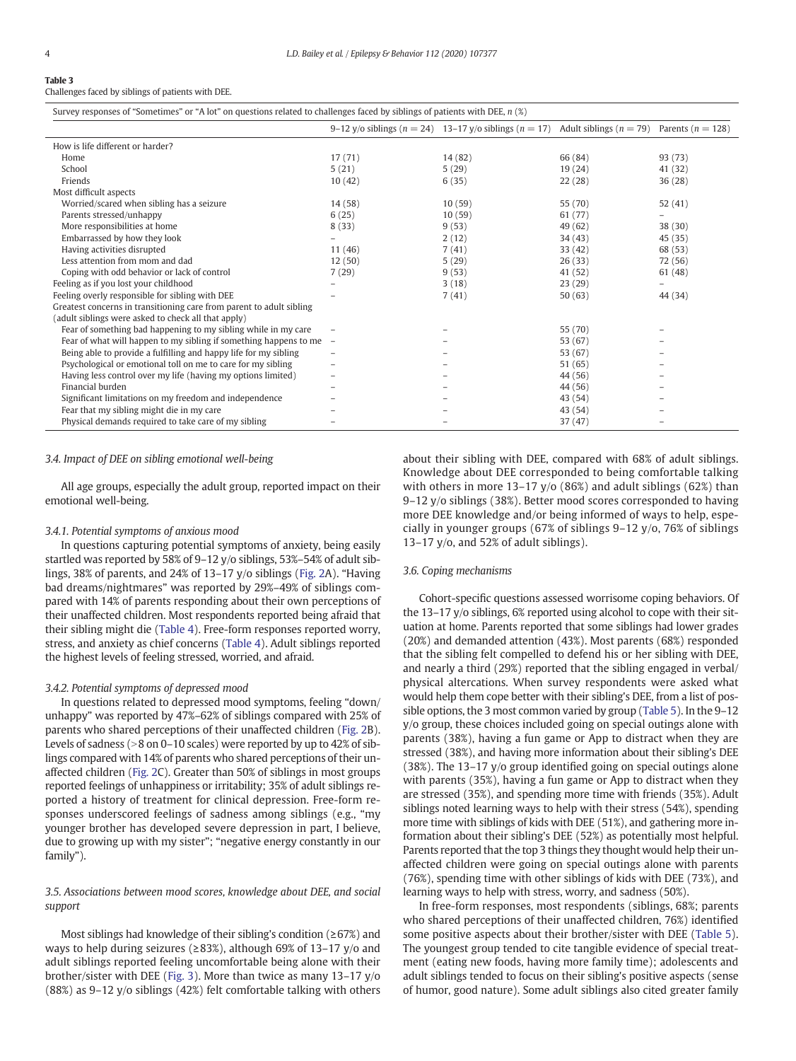**Table 3**
Challenges faced by siblings of patients with DEE.

| Survey responses of "Sometimes" or "A lot" on questions related to challenges faced by siblings of patients with DEE, n (%) | | | | |
|---|---|---|---|---|
| | 9–12 y/o siblings (n = 24) | 13–17 y/o siblings (n = 17) | Adult siblings (n = 79) | Parents (n = 128) |
| How is life different or harder? | | | | |
| Home | 17 (71) | 14 (82) | 66 (84) | 93 (73) |
| School | 5 (21) | 5 (29) | 19 (24) | 41 (32) |
| Friends | 10 (42) | 6 (35) | 22 (28) | 36 (28) |
| Most difficult aspects | | | | |
| Worried/scared when sibling has a seizure | 14 (58) | 10 (59) | 55 (70) | 52 (41) |
| Parents stressed/unhappy | 6 (25) | 10 (59) | 61 (77) | – |
| More responsibilities at home | 8 (33) | 9 (53) | 49 (62) | 38 (30) |
| Embarrassed by how they look | – | 2 (12) | 34 (43) | 45 (35) |
| Having activities disrupted | 11 (46) | 7 (41) | 33 (42) | 68 (53) |
| Less attention from mom and dad | 12 (50) | 5 (29) | 26 (33) | 72 (56) |
| Coping with odd behavior or lack of control | 7 (29) | 9 (53) | 41 (52) | 61 (48) |
| Feeling as if you lost your childhood | – | 3 (18) | 23 (29) | – |
| Feeling overly responsible for sibling with DEE | – | 7 (41) | 50 (63) | 44 (34) |
| Greatest concerns in transitioning care from parent to adult sibling (adult siblings were asked to check all that apply) | | | | |
| Fear of something bad happening to my sibling while in my care | – | – | 55 (70) | – |
| Fear of what will happen to my sibling if something happens to me | – | – | 53 (67) | – |
| Being able to provide a fulfilling and happy life for my sibling | – | – | 53 (67) | – |
| Psychological or emotional toll on me to care for my sibling | – | – | 51 (65) | – |
| Having less control over my life (having my options limited) | – | – | 44 (56) | – |
| Financial burden | – | – | 44 (56) | – |
| Significant limitations on my freedom and independence | – | – | 43 (54) | – |
| Fear that my sibling might die in my care | – | – | 43 (54) | – |
| Physical demands required to take care of my sibling | – | – | 37 (47) | – |

### 3.4. Impact of DEE on sibling emotional well-being

All age groups, especially the adult group, reported impact on their emotional well-being.

#### 3.4.1. Potential symptoms of anxious mood

In questions capturing potential symptoms of anxiety, being easily startled was reported by 58% of 9–12 y/o siblings, 53%–54% of adult siblings, 38% of parents, and 24% of 13–17 y/o siblings (Fig. 2A). "Having bad dreams/nightmares" was reported by 29%–49% of siblings compared with 14% of parents responding about their own perceptions of their unaffected children. Most respondents reported being afraid that their sibling might die (Table 4). Free-form responses reported worry, stress, and anxiety as chief concerns (Table 4). Adult siblings reported the highest levels of feeling stressed, worried, and afraid.

#### 3.4.2. Potential symptoms of depressed mood

In questions related to depressed mood symptoms, feeling "down/unhappy" was reported by 47%–62% of siblings compared with 25% of parents who shared perceptions of their unaffected children (Fig. 2B). Levels of sadness (>8 on 0–10 scales) were reported by up to 42% of siblings compared with 14% of parents who shared perceptions of their unaffected children (Fig. 2C). Greater than 50% of siblings in most groups reported feelings of unhappiness or irritability; 35% of adult siblings reported a history of treatment for clinical depression. Free-form responses underscored feelings of sadness among siblings (e.g., "my younger brother has developed severe depression in part, I believe, due to growing up with my sister"; "negative energy constantly in our family").

### 3.5. Associations between mood scores, knowledge about DEE, and social support

Most siblings had knowledge of their sibling's condition (≥67%) and ways to help during seizures (≥83%), although 69% of 13–17 y/o and adult siblings reported feeling uncomfortable being alone with their brother/sister with DEE (Fig. 3). More than twice as many 13–17 y/o (88%) as 9–12 y/o siblings (42%) felt comfortable talking with others about their sibling with DEE, compared with 68% of adult siblings. Knowledge about DEE corresponded to being comfortable talking with others in more 13–17 y/o (86%) and adult siblings (62%) than 9–12 y/o siblings (38%). Better mood scores corresponded to having more DEE knowledge and/or being informed of ways to help, especially in younger groups (67% of siblings 9–12 y/o, 76% of siblings 13–17 y/o, and 52% of adult siblings).

### 3.6. Coping mechanisms

Cohort-specific questions assessed worrisome coping behaviors. Of the 13–17 y/o siblings, 6% reported using alcohol to cope with their situation at home. Parents reported that some siblings had lower grades (20%) and demanded attention (43%). Most parents (68%) responded that the sibling felt compelled to defend his or her sibling with DEE, and nearly a third (29%) reported that the sibling engaged in verbal/physical altercations. When survey respondents were asked what would help them cope better with their sibling's DEE, from a list of possible options, the 3 most common varied by group (Table 5). In the 9–12 y/o group, these choices included going on special outings alone with parents (38%), having a fun game or App to distract when they are stressed (38%), and having more information about their sibling's DEE (38%). The 13–17 y/o group identified going on special outings alone with parents (35%), having a fun game or App to distract when they are stressed (35%), and spending more time with friends (35%). Adult siblings noted learning ways to help with their stress (54%), spending more time with siblings of kids with DEE (51%), and gathering more information about their sibling's DEE (52%) as potentially most helpful. Parents reported that the top 3 things they thought would help their unaffected children were going on special outings alone with parents (76%), spending time with other siblings of kids with DEE (73%), and learning ways to help with stress, worry, and sadness (50%).

In free-form responses, most respondents (siblings, 68%; parents who shared perceptions of their unaffected children, 76%) identified some positive aspects about their brother/sister with DEE (Table 5). The youngest group tended to cite tangible evidence of special treatment (eating new foods, having more family time); adolescents and adult siblings tended to focus on their sibling's positive aspects (sense of humor, good nature). Some adult siblings also cited greater family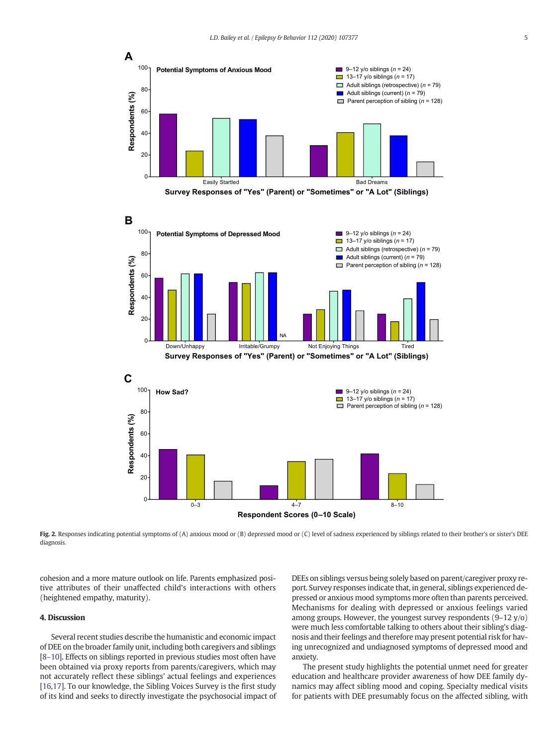Fig. 2. Responses indicating potential symptoms of (A) anxious mood or (B) depressed mood or (C) level of sadness experienced by siblings related to their brother's or sister's DEE diagnosis.

cohesion and a more mature outlook on life. Parents emphasized positive attributes of their unaffected child's interactions with others (heightened empathy, maturity).

## 4. Discussion

Several recent studies describe the humanistic and economic impact of DEE on the broader family unit, including both caregivers and siblings [8–10]. Effects on siblings reported in previous studies most often have been obtained via proxy reports from parents/caregivers, which may not accurately reflect these siblings' actual feelings and experiences [16,17]. To our knowledge, the Sibling Voices Survey is the first study of its kind and seeks to directly investigate the psychosocial impact of DEEs on siblings versus being solely based on parent/caregiver proxy report. Survey responses indicate that, in general, siblings experienced depressed or anxious mood symptoms more often than parents perceived. Mechanisms for dealing with depressed or anxious feelings varied among groups. However, the youngest survey respondents (9–12 y/o) were much less comfortable talking to others about their sibling's diagnosis and their feelings and therefore may present potential risk for having unrecognized and undiagnosed symptoms of depressed mood and anxiety.

The present study highlights the potential unmet need for greater education and healthcare provider awareness of how DEE family dynamics may affect sibling mood and coping. Specialty medical visits for patients with DEE presumably focus on the affected sibling, with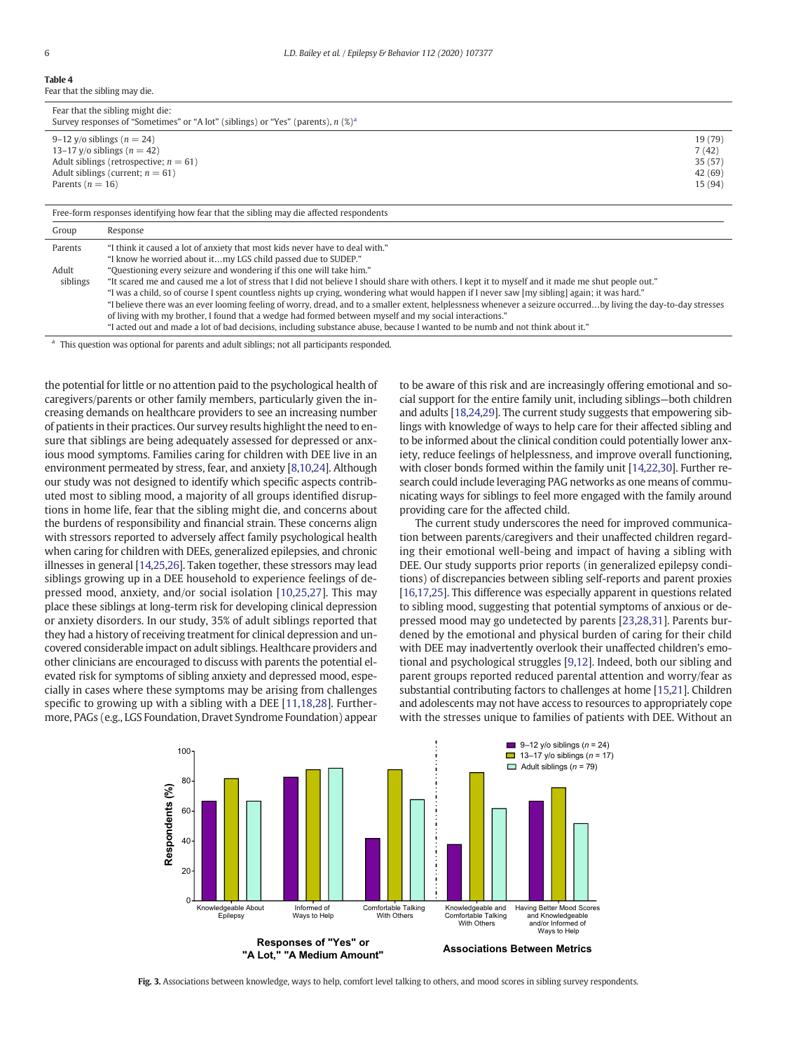**Table 4**
Fear that the sibling may die.

| Fear that the sibling might die: Survey responses of "Sometimes" or "A lot" (siblings) or "Yes" (parents), n (%)[a] | |
|---|---|
| 9–12 y/o siblings ($n = 24$) | 19 (79) |
| 13–17 y/o siblings ($n = 42$) | 7 (42) |
| Adult siblings (retrospective; $n = 61$) | 35 (57) |
| Adult siblings (current; $n = 61$) | 42 (69) |
| Parents ($n = 16$) | 15 (94) |

Free-form responses identifying how fear that the sibling may die affected respondents

| Group | Response |
|---|---|
| Parents | "I think it caused a lot of anxiety that most kids never have to deal with." "I know he worried about it…my LGS child passed due to SUDEP." |
| Adult siblings | "Questioning every seizure and wondering if this one will take him." "It scared me and caused me a lot of stress that I did not believe I should share with others. I kept it to myself and it made me shut people out." "I was a child, so of course I spent countless nights up crying, wondering what would happen if I never saw [my sibling] again; it was hard." "I believe there was an ever looming feeling of worry, dread, and to a smaller extent, helplessness whenever a seizure occurred…by living the day-to-day stresses of living with my brother, I found that a wedge had formed between myself and my social interactions." "I acted out and made a lot of bad decisions, including substance abuse, because I wanted to be numb and not think about it." |

[a] This question was optional for parents and adult siblings; not all participants responded.

the potential for little or no attention paid to the psychological health of caregivers/parents or other family members, particularly given the increasing demands on healthcare providers to see an increasing number of patients in their practices. Our survey results highlight the need to ensure that siblings are being adequately assessed for depressed or anxious mood symptoms. Families caring for children with DEE live in an environment permeated by stress, fear, and anxiety [8,10,24]. Although our study was not designed to identify which specific aspects contributed most to sibling mood, a majority of all groups identified disruptions in home life, fear that the sibling might die, and concerns about the burdens of responsibility and financial strain. These concerns align with stressors reported to adversely affect family psychological health when caring for children with DEEs, generalized epilepsies, and chronic illnesses in general [14,25,26]. Taken together, these stressors may lead siblings growing up in a DEE household to experience feelings of depressed mood, anxiety, and/or social isolation [10,25,27]. This may place these siblings at long-term risk for developing clinical depression or anxiety disorders. In our study, 35% of adult siblings reported that they had a history of receiving treatment for clinical depression and uncovered considerable impact on adult siblings. Healthcare providers and other clinicians are encouraged to discuss with parents the potential elevated risk for symptoms of sibling anxiety and depressed mood, especially in cases where these symptoms may be arising from challenges specific to growing up with a sibling with a DEE [11,18,28]. Furthermore, PAGs (e.g., LGS Foundation, Dravet Syndrome Foundation) appear to be aware of this risk and are increasingly offering emotional and social support for the entire family unit, including siblings—both children and adults [18,24,29]. The current study suggests that empowering siblings with knowledge of ways to help care for their affected sibling and to be informed about the clinical condition could potentially lower anxiety, reduce feelings of helplessness, and improve overall functioning, with closer bonds formed within the family unit [14,22,30]. Further research could include leveraging PAG networks as one means of communicating ways for siblings to feel more engaged with the family around providing care for the affected child.

The current study underscores the need for improved communication between parents/caregivers and their unaffected children regarding their emotional well-being and impact of having a sibling with DEE. Our study supports prior reports (in generalized epilepsy conditions) of discrepancies between sibling self-reports and parent proxies [16,17,25]. This difference was especially apparent in questions related to sibling mood, suggesting that potential symptoms of anxious or depressed mood may go undetected by parents [23,28,31]. Parents burdened by the emotional and physical burden of caring for their child with DEE may inadvertently overlook their unaffected children's emotional and psychological struggles [9,12]. Indeed, both our sibling and parent groups reported reduced parental attention and worry/fear as substantial contributing factors to challenges at home [15,21]. Children and adolescents may not have access to resources to appropriately cope with the stresses unique to families of patients with DEE. Without an

**Fig. 3.** Associations between knowledge, ways to help, comfort level talking to others, and mood scores in sibling survey respondents.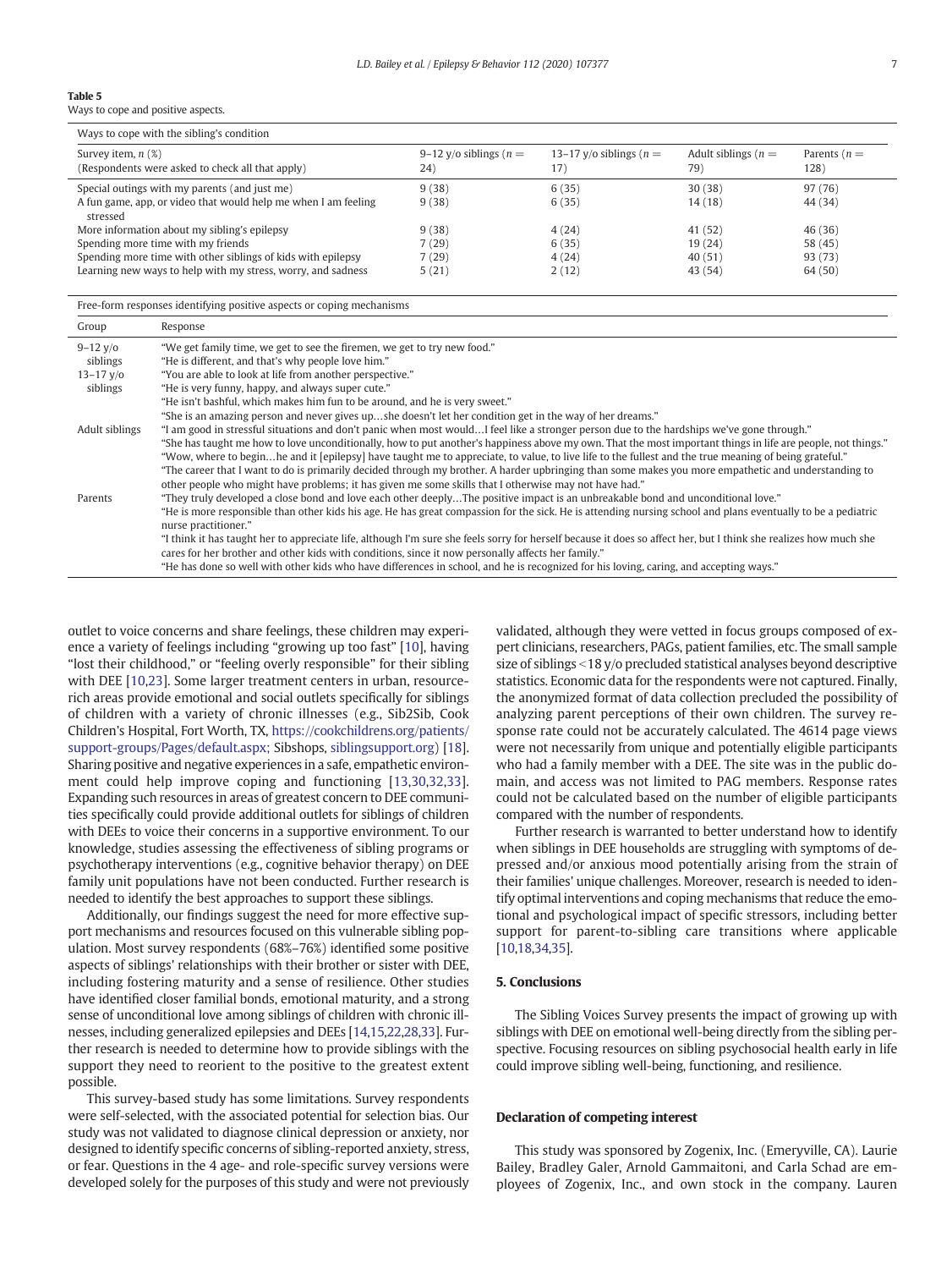**Table 5**
Ways to cope and positive aspects.

| Ways to cope with the sibling's condition | | | | |
|---|---|---|---|---|
| Survey item, n (%) (Respondents were asked to check all that apply) | 9–12 y/o siblings (n = 24) | 13–17 y/o siblings (n = 17) | Adult siblings (n = 79) | Parents (n = 128) |
| Special outings with my parents (and just me) | 9 (38) | 6 (35) | 30 (38) | 97 (76) |
| A fun game, app, or video that would help me when I am feeling stressed | 9 (38) | 6 (35) | 14 (18) | 44 (34) |
| More information about my sibling's epilepsy | 9 (38) | 4 (24) | 41 (52) | 46 (36) |
| Spending more time with my friends | 7 (29) | 6 (35) | 19 (24) | 58 (45) |
| Spending more time with other siblings of kids with epilepsy | 7 (29) | 4 (24) | 40 (51) | 93 (73) |
| Learning new ways to help with my stress, worry, and sadness | 5 (21) | 2 (12) | 43 (54) | 64 (50) |

| Free-form responses identifying positive aspects or coping mechanisms | |
|---|---|
| Group | Response |
| 9–12 y/o siblings | "We get family time, we get to see the firemen, we get to try new food." "He is different, and that's why people love him." |
| 13–17 y/o siblings | "You are able to look at life from another perspective." "He is very funny, happy, and always super cute." "He isn't bashful, which makes him fun to be around, and he is very sweet." "She is an amazing person and never gives up…she doesn't let her condition get in the way of her dreams." |
| Adult siblings | "I am good in stressful situations and don't panic when most would…I feel like a stronger person due to the hardships we've gone through." "She has taught me how to love unconditionally, how to put another's happiness above my own. That the most important things in life are people, not things." "Wow, where to begin…he and it [epilepsy] have taught me to appreciate, to value, to live life to the fullest and the true meaning of being grateful." "The career that I want to do is primarily decided through my brother. A harder upbringing than some makes you more empathetic and understanding to other people who might have problems; it has given me some skills that I otherwise may not have had." |
| Parents | "They truly developed a close bond and love each other deeply…The positive impact is an unbreakable bond and unconditional love." "He is more responsible than other kids his age. He has great compassion for the sick. He is attending nursing school and plans eventually to be a pediatric nurse practitioner." "I think it has taught her to appreciate life, although I'm sure she feels sorry for herself because it does so affect her, but I think she realizes how much she cares for her brother and other kids with conditions, since it now personally affects her family." "He has done so well with other kids who have differences in school, and he is recognized for his loving, caring, and accepting ways." |

outlet to voice concerns and share feelings, these children may experience a variety of feelings including "growing up too fast" [10], having "lost their childhood," or "feeling overly responsible" for their sibling with DEE [10,23]. Some larger treatment centers in urban, resource-rich areas provide emotional and social outlets specifically for siblings of children with a variety of chronic illnesses (e.g., Sib2Sib, Cook Children's Hospital, Fort Worth, TX, https://cookchildrens.org/patients/support-groups/Pages/default.aspx; Sibshops, siblingsupport.org) [18]. Sharing positive and negative experiences in a safe, empathetic environment could help improve coping and functioning [13,30,32,33]. Expanding such resources in areas of greatest concern to DEE communities specifically could provide additional outlets for siblings of children with DEEs to voice their concerns in a supportive environment. To our knowledge, studies assessing the effectiveness of sibling programs or psychotherapy interventions (e.g., cognitive behavior therapy) on DEE family unit populations have not been conducted. Further research is needed to identify the best approaches to support these siblings.

Additionally, our findings suggest the need for more effective support mechanisms and resources focused on this vulnerable sibling population. Most survey respondents (68%–76%) identified some positive aspects of siblings' relationships with their brother or sister with DEE, including fostering maturity and a sense of resilience. Other studies have identified closer familial bonds, emotional maturity, and a strong sense of unconditional love among siblings of children with chronic illnesses, including generalized epilepsies and DEEs [14,15,22,28,33]. Further research is needed to determine how to provide siblings with the support they need to reorient to the positive to the greatest extent possible.

This survey-based study has some limitations. Survey respondents were self-selected, with the associated potential for selection bias. Our study was not validated to diagnose clinical depression or anxiety, nor designed to identify specific concerns of sibling-reported anxiety, stress, or fear. Questions in the 4 age- and role-specific survey versions were developed solely for the purposes of this study and were not previously validated, although they were vetted in focus groups composed of expert clinicians, researchers, PAGs, patient families, etc. The small sample size of siblings < 18 y/o precluded statistical analyses beyond descriptive statistics. Economic data for the respondents were not captured. Finally, the anonymized format of data collection precluded the possibility of analyzing parent perceptions of their own children. The survey response rate could not be accurately calculated. The 4614 page views were not necessarily from unique and potentially eligible participants who had a family member with a DEE. The site was in the public domain, and access was not limited to PAG members. Response rates could not be calculated based on the number of eligible participants compared with the number of respondents.

Further research is warranted to better understand how to identify when siblings in DEE households are struggling with symptoms of depressed and/or anxious mood potentially arising from the strain of their families' unique challenges. Moreover, research is needed to identify optimal interventions and coping mechanisms that reduce the emotional and psychological impact of specific stressors, including better support for parent-to-sibling care transitions where applicable [10,18,34,35].

## 5. Conclusions

The Sibling Voices Survey presents the impact of growing up with siblings with DEE on emotional well-being directly from the sibling perspective. Focusing resources on sibling psychosocial health early in life could improve sibling well-being, functioning, and resilience.

### Declaration of competing interest

This study was sponsored by Zogenix, Inc. (Emeryville, CA). Laurie Bailey, Bradley Galer, Arnold Gammaitoni, and Carla Schad are employees of Zogenix, Inc., and own stock in the company. Lauren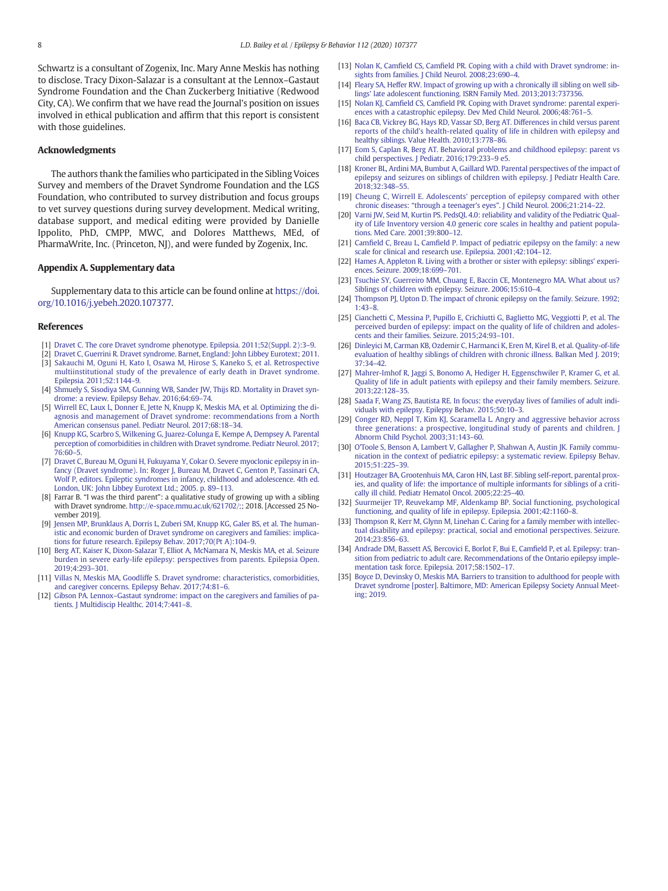Schwartz is a consultant of Zogenix, Inc. Mary Anne Meskis has nothing to disclose. Tracy Dixon-Salazar is a consultant at the Lennox–Gastaut Syndrome Foundation and the Chan Zuckerberg Initiative (Redwood City, CA). We confirm that we have read the Journal's position on issues involved in ethical publication and affirm that this report is consistent with those guidelines.

## Acknowledgments

The authors thank the families who participated in the Sibling Voices Survey and members of the Dravet Syndrome Foundation and the LGS Foundation, who contributed to survey distribution and focus groups to vet survey questions during survey development. Medical writing, database support, and medical editing were provided by Danielle Ippolito, PhD, CMPP, MWC, and Dolores Matthews, MEd, of PharmaWrite, Inc. (Princeton, NJ), and were funded by Zogenix, Inc.

## Appendix A. Supplementary data

Supplementary data to this article can be found online at https://doi.org/10.1016/j.yebeh.2020.107377.

## References

[1] Dravet C. The core Dravet syndrome phenotype. Epilepsia. 2011;52(Suppl. 2):3–9.

[2] Dravet C, Guerrini R. Dravet syndrome. Barnet, England: John Libbey Eurotext; 2011.

[3] Sakauchi M, Oguni H, Kato I, Osawa M, Hirose S, Kaneko S, et al. Retrospective multiinstitutional study of the prevalence of early death in Dravet syndrome. Epilepsia. 2011;52:1144–9.

[4] Shmuely S, Sisodiya SM, Gunning WB, Sander JW, Thijs RD. Mortality in Dravet syndrome: a review. Epilepsy Behav. 2016;64:69–74.

[5] Wirrell EC, Laux L, Donner E, Jette N, Knupp K, Meskis MA, et al. Optimizing the diagnosis and management of Dravet syndrome: recommendations from a North American consensus panel. Pediatr Neurol. 2017;68:18–34.

[6] Knupp KG, Scarbro S, Wilkening G, Juarez-Colunga E, Kempe A, Dempsey A. Parental perception of comorbidities in children with Dravet syndrome. Pediatr Neurol. 2017;76:60–5.

[7] Dravet C, Bureau M, Oguni H, Fukuyama Y, Cokar O. Severe myoclonic epilepsy in infancy (Dravet syndrome). In: Roger J, Bureau M, Dravet C, Genton P, Tassinari CA, Wolf P, editors. Epileptic syndromes in infancy, childhood and adolescence. 4th ed. London, UK: John Libbey Eurotext Ltd.; 2005. p. 89–113.

[8] Farrar B. "I was the third parent": a qualitative study of growing up with a sibling with Dravet syndrome. http://e-space.mmu.ac.uk/621702/;; 2018. [Accessed 25 November 2019].

[9] Jensen MP, Brunklaus A, Dorris L, Zuberi SM, Knupp KG, Galer BS, et al. The humanistic and economic burden of Dravet syndrome on caregivers and families: implications for future research. Epilepsy Behav. 2017;70(Pt A):104–9.

[10] Berg AT, Kaiser K, Dixon-Salazar T, Elliot A, McNamara N, Meskis MA, et al. Seizure burden in severe early-life epilepsy: perspectives from parents. Epilepsia Open. 2019;4:293–301.

[11] Villas N, Meskis MA, Goodliffe S. Dravet syndrome: characteristics, comorbidities, and caregiver concerns. Epilepsy Behav. 2017;74:81–6.

[12] Gibson PA. Lennox–Gastaut syndrome: impact on the caregivers and families of patients. J Multidiscip Healthc. 2014;7:441–8.

[13] Nolan K, Camfield CS, Camfield PR. Coping with a child with Dravet syndrome: insights from families. J Child Neurol. 2008;23:690–4.

[14] Fleary SA, Heffer RW. Impact of growing up with a chronically ill sibling on well siblings' late adolescent functioning. ISRN Family Med. 2013;2013:737356.

[15] Nolan KJ, Camfield CS, Camfield PR. Coping with Dravet syndrome: parental experiences with a catastrophic epilepsy. Dev Med Child Neurol. 2006;48:761–5.

[16] Baca CB, Vickrey BG, Hays RD, Vassar SD, Berg AT. Differences in child versus parent reports of the child's health-related quality of life in children with epilepsy and healthy siblings. Value Health. 2010;13:778–86.

[17] Eom S, Caplan R, Berg AT. Behavioral problems and childhood epilepsy: parent vs child perspectives. J Pediatr. 2016;179:233–9 e5.

[18] Kroner BL, Ardini MA, Bumbut A, Gaillard WD. Parental perspectives of the impact of epilepsy and seizures on siblings of children with epilepsy. J Pediatr Health Care. 2018;32:348–55.

[19] Cheung C, Wirrell E. Adolescents' perception of epilepsy compared with other chronic diseases: "through a teenager's eyes". J Child Neurol. 2006;21:214–22.

[20] Varni JW, Seid M, Kurtin PS. PedsQL 4.0: reliability and validity of the Pediatric Quality of Life Inventory version 4.0 generic core scales in healthy and patient populations. Med Care. 2001;39:800–12.

[21] Camfield C, Breau L, Camfield P. Impact of pediatric epilepsy on the family: a new scale for clinical and research use. Epilepsia. 2001;42:104–12.

[22] Hames A, Appleton R. Living with a brother or sister with epilepsy: siblings' experiences. Seizure. 2009;18:699–701.

[23] Tsuchie SY, Guerreiro MM, Chuang E, Baccin CE, Montenegro MA. What about us? Siblings of children with epilepsy. Seizure. 2006;15:610–4.

[24] Thompson PJ, Upton D. The impact of chronic epilepsy on the family. Seizure. 1992;1:43–8.

[25] Cianchetti C, Messina P, Pupillo E, Crichiutti G, Baglietto MG, Veggiotti P, et al. The perceived burden of epilepsy: impact on the quality of life of children and adolescents and their families. Seizure. 2015;24:93–101.

[26] Dinleyici M, Carman KB, Ozdemir C, Harmanci K, Eren M, Kirel B, et al. Quality-of-life evaluation of healthy siblings of children with chronic illness. Balkan Med J. 2019;37:34–42.

[27] Mahrer-Imhof R, Jaggi S, Bonomo A, Hediger H, Eggenschwiler P, Kramer G, et al. Quality of life in adult patients with epilepsy and their family members. Seizure. 2013;22:128–35.

[28] Saada F, Wang ZS, Bautista RE. In focus: the everyday lives of families of adult individuals with epilepsy. Epilepsy Behav. 2015;50:10–3.

[29] Conger RD, Neppl T, Kim KJ, Scaramella L. Angry and aggressive behavior across three generations: a prospective, longitudinal study of parents and children. J Abnorm Child Psychol. 2003;31:143–60.

[30] O'Toole S, Benson A, Lambert V, Gallagher P, Shahwan A, Austin JK. Family communication in the context of pediatric epilepsy: a systematic review. Epilepsy Behav. 2015;51:225–39.

[31] Houtzager BA, Grootenhuis MA, Caron HN, Last BF. Sibling self-report, parental proxies, and quality of life: the importance of multiple informants for siblings of a critically ill child. Pediatr Hematol Oncol. 2005;22:25–40.

[32] Suurmeijer TP, Reuvekamp MF, Aldenkamp BP. Social functioning, psychological functioning, and quality of life in epilepsy. Epilepsia. 2001;42:1160–8.

[33] Thompson R, Kerr M, Glynn M, Linehan C. Caring for a family member with intellectual disability and epilepsy: practical, social and emotional perspectives. Seizure. 2014;23:856–63.

[34] Andrade DM, Bassett AS, Bercovici E, Borlot F, Bui E, Camfield P, et al. Epilepsy: transition from pediatric to adult care. Recommendations of the Ontario epilepsy implementation task force. Epilepsia. 2017;58:1502–17.

[35] Boyce D, Devinsky O, Meskis MA. Barriers to transition to adulthood for people with Dravet syndrome [poster]. Baltimore, MD: American Epilepsy Society Annual Meeting; 2019.